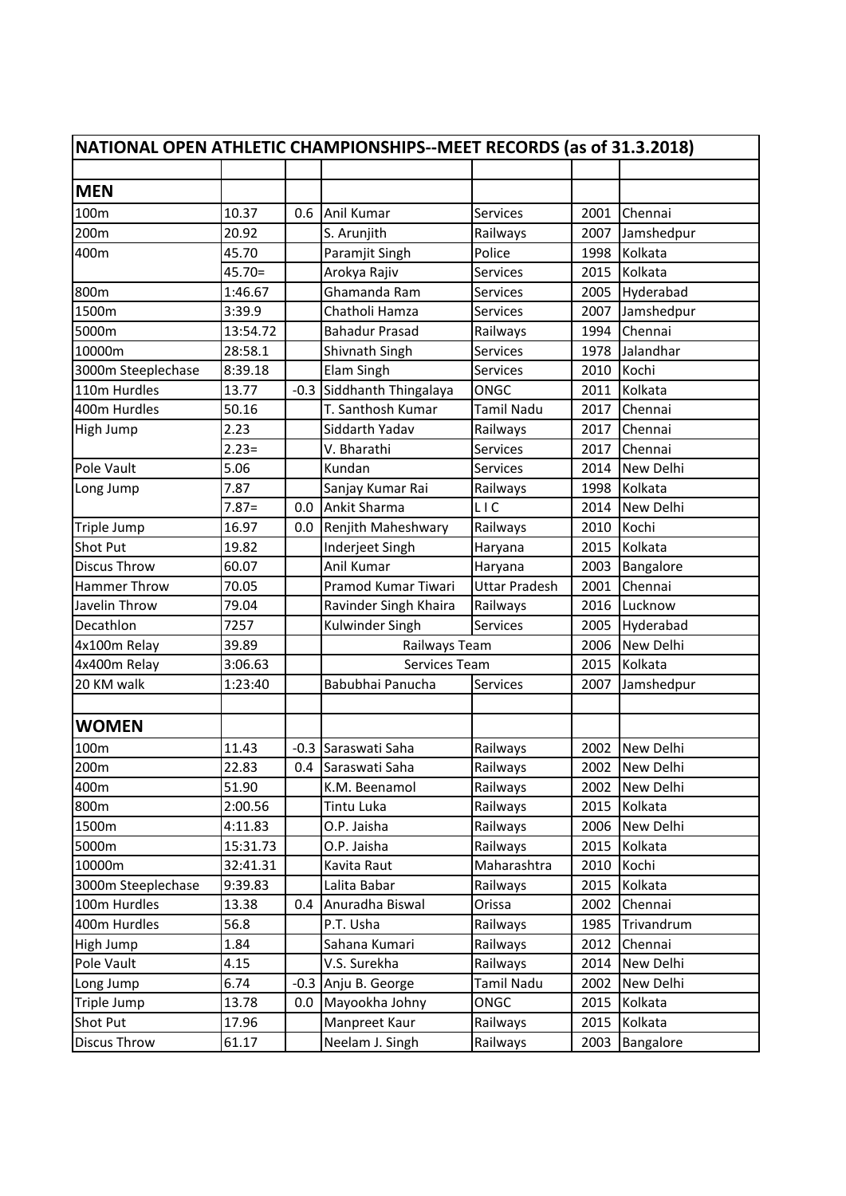| NATIONAL OPEN ATHLETIC CHAMPIONSHIPS--MEET RECORDS (as of 31.3.2018) | | | | | | |
|---|---|---|---|---|---|---|
| | | | | | | |
| **MEN** | | | | | | |
| 100m | 10.37 | 0.6 | Anil Kumar | Services | 2001 | Chennai |
| 200m | 20.92 | | S. Arunjith | Railways | 2007 | Jamshedpur |
| 400m | 45.70 | | Paramjit Singh | Police | 1998 | Kolkata |
| | 45.70= | | Arokya Rajiv | Services | 2015 | Kolkata |
| 800m | 1:46.67 | | Ghamanda Ram | Services | 2005 | Hyderabad |
| 1500m | 3:39.9 | | Chatholi Hamza | Services | 2007 | Jamshedpur |
| 5000m | 13:54.72 | | Bahadur Prasad | Railways | 1994 | Chennai |
| 10000m | 28:58.1 | | Shivnath Singh | Services | 1978 | Jalandhar |
| 3000m Steeplechase | 8:39.18 | | Elam Singh | Services | 2010 | Kochi |
| 110m Hurdles | 13.77 | -0.3 | Siddhanth Thingalaya | ONGC | 2011 | Kolkata |
| 400m Hurdles | 50.16 | | T. Santhosh Kumar | Tamil Nadu | 2017 | Chennai |
| High Jump | 2.23 | | Siddarth Yadav | Railways | 2017 | Chennai |
| | 2.23= | | V. Bharathi | Services | 2017 | Chennai |
| Pole Vault | 5.06 | | Kundan | Services | 2014 | New Delhi |
| Long Jump | 7.87 | | Sanjay Kumar Rai | Railways | 1998 | Kolkata |
| | 7.87= | 0.0 | Ankit Sharma | L I C | 2014 | New Delhi |
| Triple Jump | 16.97 | 0.0 | Renjith Maheshwary | Railways | 2010 | Kochi |
| Shot Put | 19.82 | | Inderjeet Singh | Haryana | 2015 | Kolkata |
| Discus Throw | 60.07 | | Anil Kumar | Haryana | 2003 | Bangalore |
| Hammer Throw | 70.05 | | Pramod Kumar Tiwari | Uttar Pradesh | 2001 | Chennai |
| Javelin Throw | 79.04 | | Ravinder Singh Khaira | Railways | 2016 | Lucknow |
| Decathlon | 7257 | | Kulwinder Singh | Services | 2005 | Hyderabad |
| 4x100m Relay | 39.89 | | Railways Team | | 2006 | New Delhi |
| 4x400m Relay | 3:06.63 | | Services Team | | 2015 | Kolkata |
| 20 KM walk | 1:23:40 | | Babubhai Panucha | Services | 2007 | Jamshedpur |
| | | | | | | |
| **WOMEN** | | | | | | |
| 100m | 11.43 | -0.3 | Saraswati Saha | Railways | 2002 | New Delhi |
| 200m | 22.83 | 0.4 | Saraswati Saha | Railways | 2002 | New Delhi |
| 400m | 51.90 | | K.M. Beenamol | Railways | 2002 | New Delhi |
| 800m | 2:00.56 | | Tintu Luka | Railways | 2015 | Kolkata |
| 1500m | 4:11.83 | | O.P. Jaisha | Railways | 2006 | New Delhi |
| 5000m | 15:31.73 | | O.P. Jaisha | Railways | 2015 | Kolkata |
| 10000m | 32:41.31 | | Kavita Raut | Maharashtra | 2010 | Kochi |
| 3000m Steeplechase | 9:39.83 | | Lalita Babar | Railways | 2015 | Kolkata |
| 100m Hurdles | 13.38 | 0.4 | Anuradha Biswal | Orissa | 2002 | Chennai |
| 400m Hurdles | 56.8 | | P.T. Usha | Railways | 1985 | Trivandrum |
| High Jump | 1.84 | | Sahana Kumari | Railways | 2012 | Chennai |
| Pole Vault | 4.15 | | V.S. Surekha | Railways | 2014 | New Delhi |
| Long Jump | 6.74 | -0.3 | Anju B. George | Tamil Nadu | 2002 | New Delhi |
| Triple Jump | 13.78 | 0.0 | Mayookha Johny | ONGC | 2015 | Kolkata |
| Shot Put | 17.96 | | Manpreet Kaur | Railways | 2015 | Kolkata |
| Discus Throw | 61.17 | | Neelam J. Singh | Railways | 2003 | Bangalore |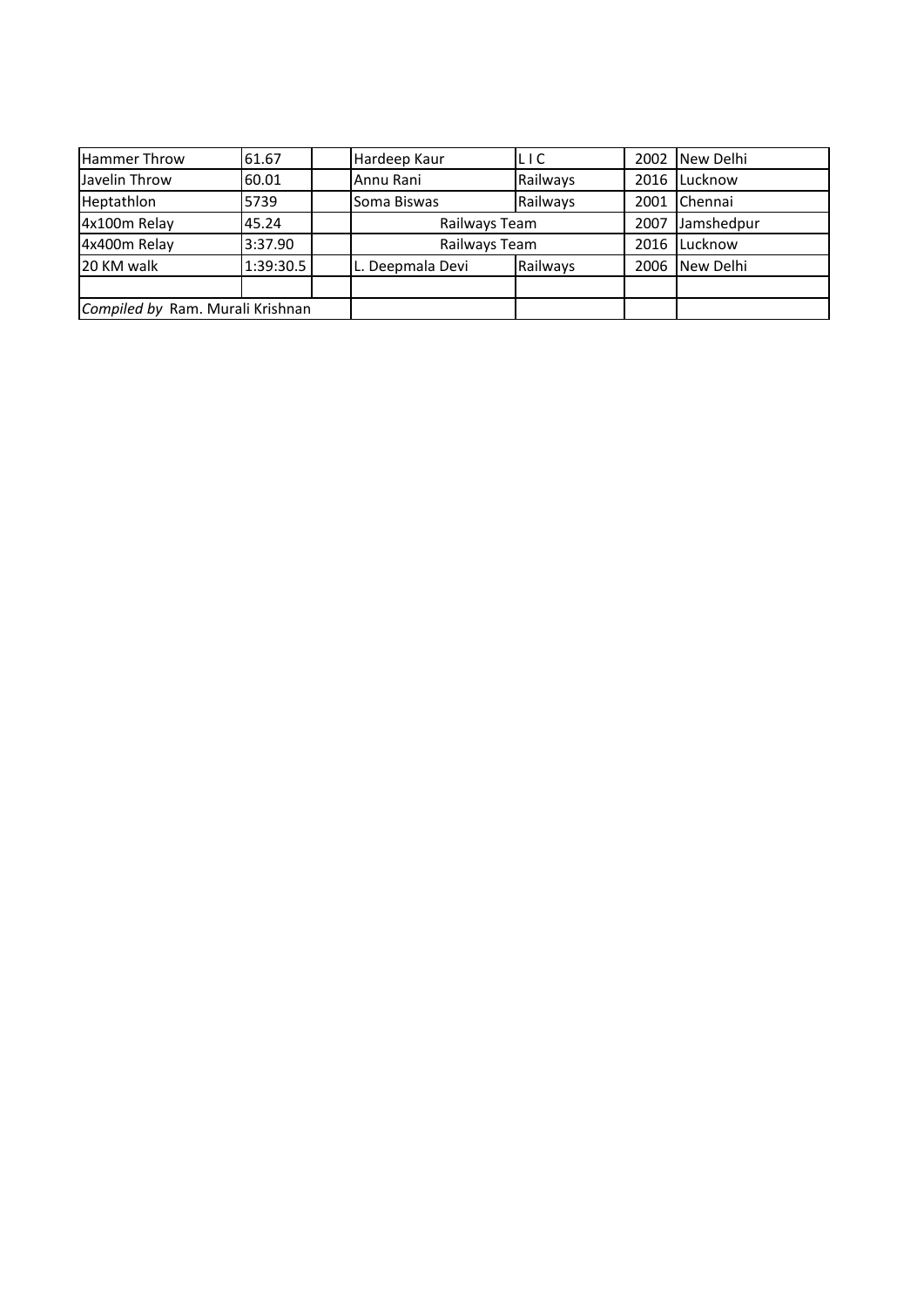| | | | | | | |
|---|---|---|---|---|---|---|
| Hammer Throw | 61.67 | | Hardeep Kaur | L I C | 2002 | New Delhi |
| Javelin Throw | 60.01 | | Annu Rani | Railways | 2016 | Lucknow |
| Heptathlon | 5739 | | Soma Biswas | Railways | 2001 | Chennai |
| 4x100m Relay | 45.24 | | Railways Team | | 2007 | Jamshedpur |
| 4x400m Relay | 3:37.90 | | Railways Team | | 2016 | Lucknow |
| 20 KM walk | 1:39:30.5 | | L. Deepmala Devi | Railways | 2006 | New Delhi |
| | | | | | | |
| *Compiled by* Ram. Murali Krishnan | | | | | | |